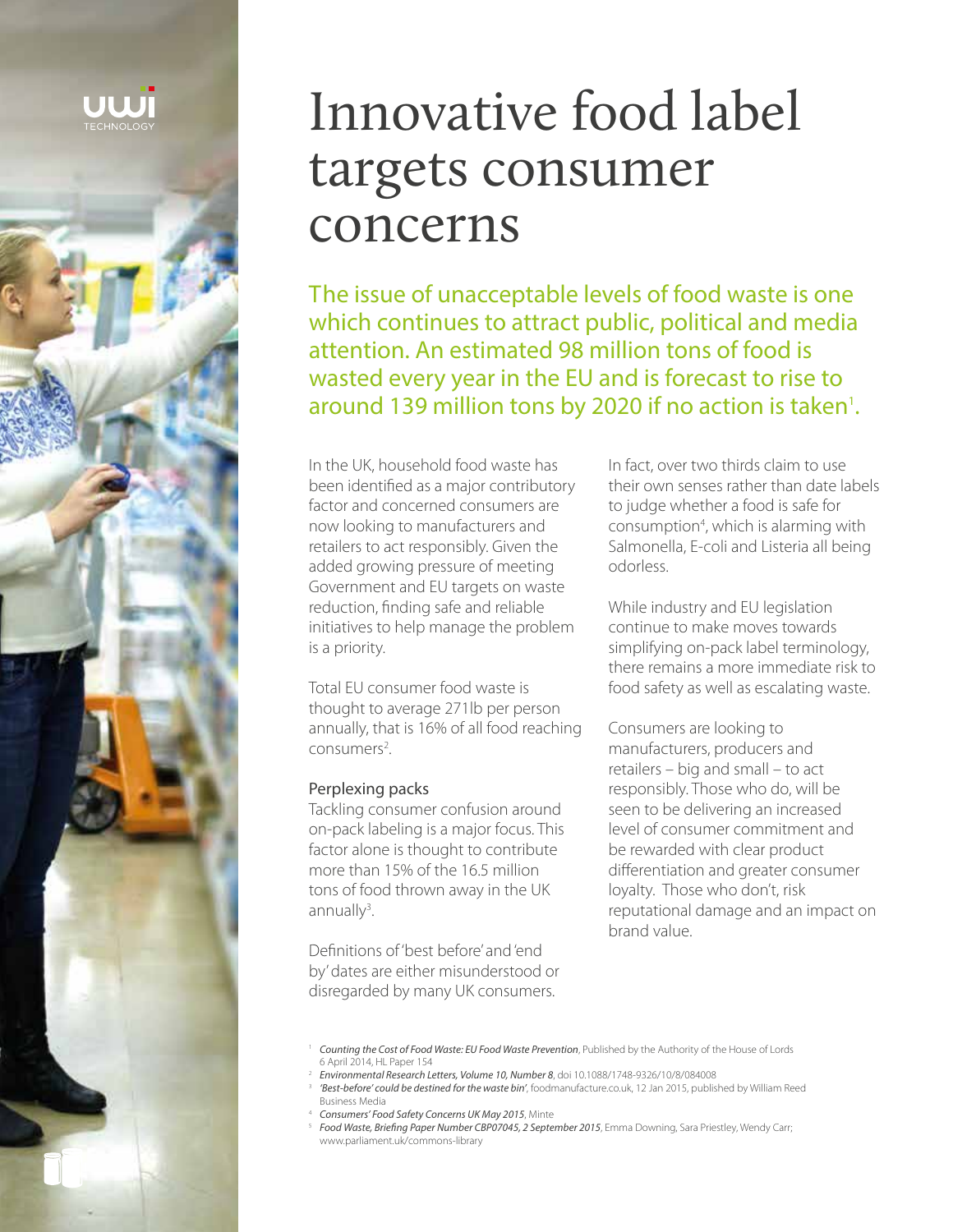# Innovative food label targets consumer concerns

## The issue of unacceptable levels of food waste is one which continues to attract public, political and media attention. An estimated 98 million tons of food is wasted every year in the EU and is forecast to rise to around 139 million tons by 2020 if no action is taken[1].

In the UK, household food waste has been identified as a major contributory factor and concerned consumers are now looking to manufacturers and retailers to act responsibly. Given the added growing pressure of meeting Government and EU targets on waste reduction, finding safe and reliable initiatives to help manage the problem is a priority.

Total EU consumer food waste is thought to average 271lb per person annually, that is 16% of all food reaching consumers[2].

### Perplexing packs

Tackling consumer confusion around on-pack labeling is a major focus. This factor alone is thought to contribute more than 15% of the 16.5 million tons of food thrown away in the UK annually[3].

Definitions of 'best before' and 'end by' dates are either misunderstood or disregarded by many UK consumers. In fact, over two thirds claim to use their own senses rather than date labels to judge whether a food is safe for consumption[4], which is alarming with Salmonella, E-coli and Listeria all being odorless.

While industry and EU legislation continue to make moves towards simplifying on-pack label terminology, there remains a more immediate risk to food safety as well as escalating waste.

Consumers are looking to manufacturers, producers and retailers – big and small – to act responsibly. Those who do, will be seen to be delivering an increased level of consumer commitment and be rewarded with clear product differentiation and greater consumer loyalty. Those who don't, risk reputational damage and an impact on brand value.

[1] *Counting the Cost of Food Waste: EU Food Waste Prevention*, Published by the Authority of the House of Lords 6 April 2014, HL Paper 154

[2] *Environmental Research Letters, Volume 10, Number 8*, doi 10.1088/1748-9326/10/8/084008

[3] *'Best-before' could be destined for the waste bin'*, foodmanufacture.co.uk, 12 Jan 2015, published by William Reed Business Media

[4] *Consumers' Food Safety Concerns UK May 2015*, Minte

[5] *Food Waste, Briefing Paper Number CBP07045, 2 September 2015*, Emma Downing, Sara Priestley, Wendy Carr; www.parliament.uk/commons-library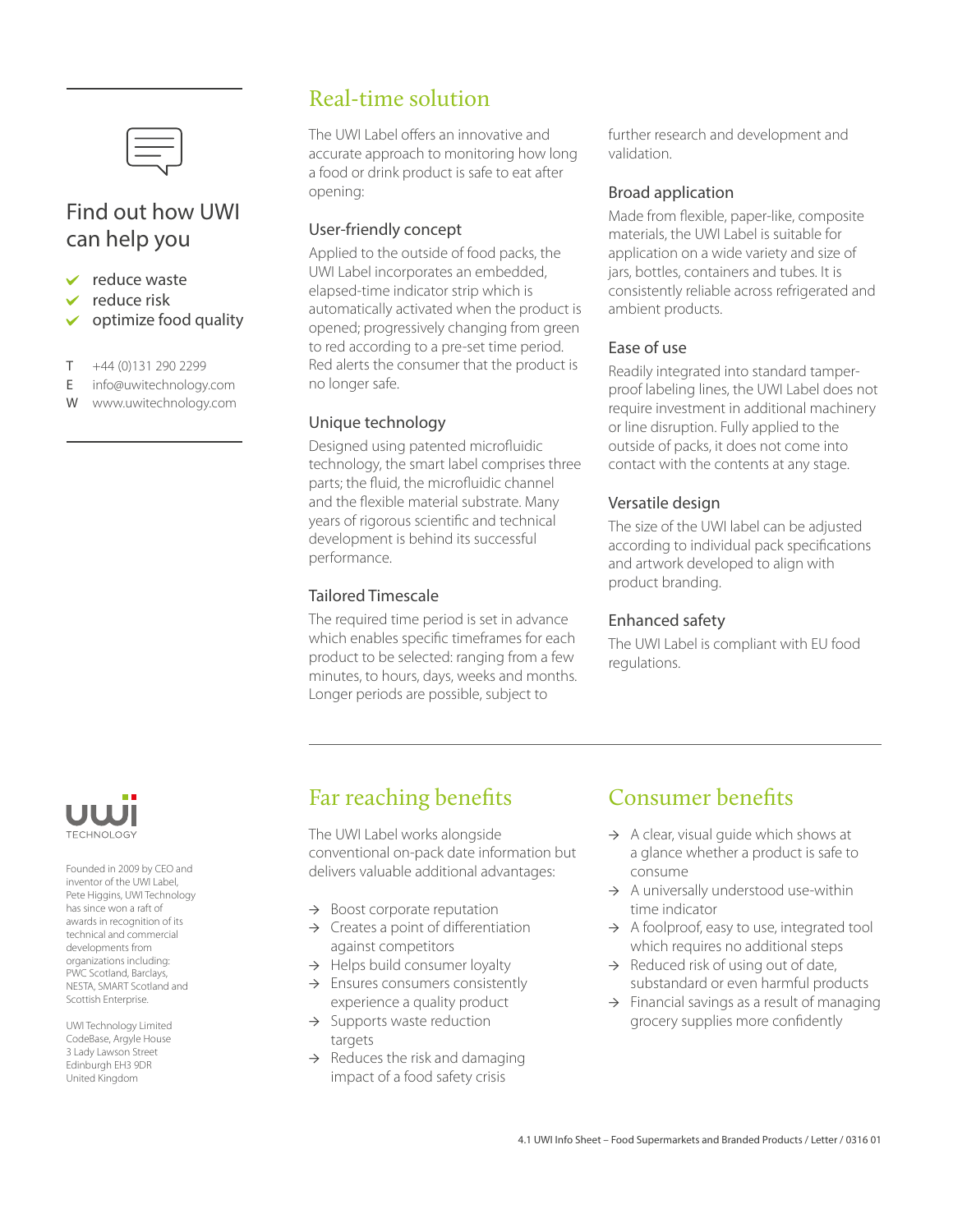## Find out how UWI can help you

- reduce waste
- reduce risk
- optimize food quality

T +44 (0)131 290 2299
E info@uwitechnology.com
W www.uwitechnology.com

## Real-time solution

The UWI Label offers an innovative and accurate approach to monitoring how long a food or drink product is safe to eat after opening:

### User-friendly concept

Applied to the outside of food packs, the UWI Label incorporates an embedded, elapsed-time indicator strip which is automatically activated when the product is opened; progressively changing from green to red according to a pre-set time period. Red alerts the consumer that the product is no longer safe.

### Unique technology

Designed using patented microfluidic technology, the smart label comprises three parts; the fluid, the microfluidic channel and the flexible material substrate. Many years of rigorous scientific and technical development is behind its successful performance.

### Tailored Timescale

The required time period is set in advance which enables specific timeframes for each product to be selected: ranging from a few minutes, to hours, days, weeks and months. Longer periods are possible, subject to further research and development and validation.

### Broad application

Made from flexible, paper-like, composite materials, the UWI Label is suitable for application on a wide variety and size of jars, bottles, containers and tubes. It is consistently reliable across refrigerated and ambient products.

### Ease of use

Readily integrated into standard tamper-proof labeling lines, the UWI Label does not require investment in additional machinery or line disruption. Fully applied to the outside of packs, it does not come into contact with the contents at any stage.

### Versatile design

The size of the UWI label can be adjusted according to individual pack specifications and artwork developed to align with product branding.

### Enhanced safety

The UWI Label is compliant with EU food regulations.

UWI TECHNOLOGY

Founded in 2009 by CEO and inventor of the UWI Label, Pete Higgins, UWI Technology has since won a raft of awards in recognition of its technical and commercial developments from organizations including: PWC Scotland, Barclays, NESTA, SMART Scotland and Scottish Enterprise.

UWI Technology Limited
CodeBase, Argyle House
3 Lady Lawson Street
Edinburgh EH3 9DR
United Kingdom

## Far reaching benefits

The UWI Label works alongside conventional on-pack date information but delivers valuable additional advantages:

- → Boost corporate reputation
- → Creates a point of differentiation against competitors
- → Helps build consumer loyalty
- → Ensures consumers consistently experience a quality product
- → Supports waste reduction targets
- → Reduces the risk and damaging impact of a food safety crisis

## Consumer benefits

- → A clear, visual guide which shows at a glance whether a product is safe to consume
- → A universally understood use-within time indicator
- → A foolproof, easy to use, integrated tool which requires no additional steps
- → Reduced risk of using out of date, substandard or even harmful products
- → Financial savings as a result of managing grocery supplies more confidently

4.1 UWI Info Sheet – Food Supermarkets and Branded Products / Letter / 0316 01